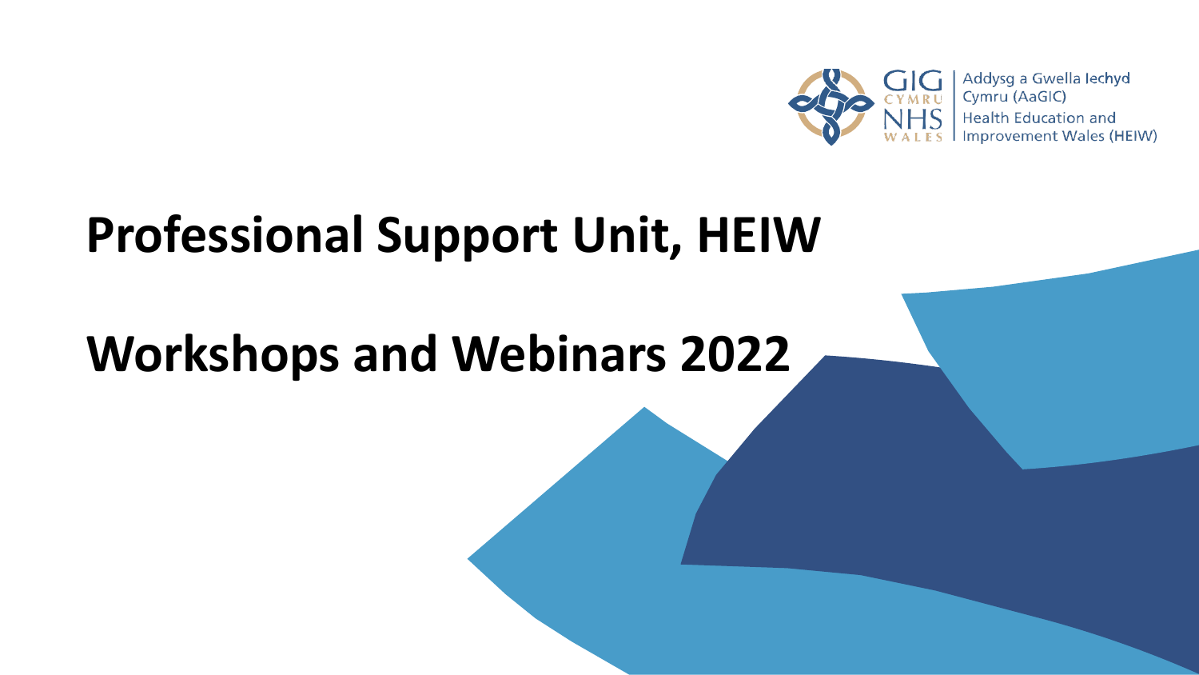Addysg a Gwella Iechyd Cymru (AaGIC)
Health Education and Improvement Wales (HEIW)

# Professional Support Unit, HEIW

# Workshops and Webinars 2022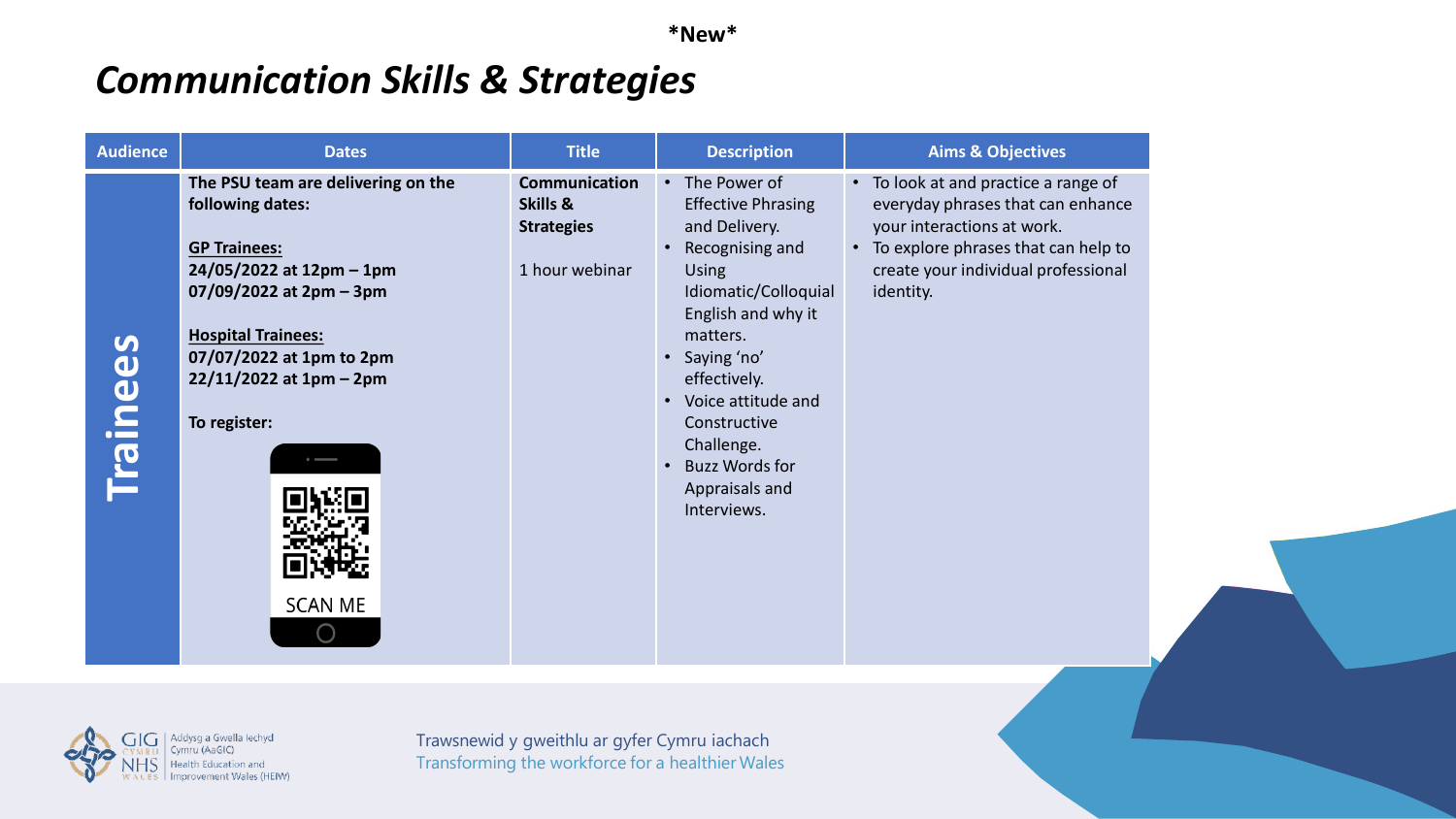**\*New\***

# *Communication Skills & Strategies*

| Audience | Dates | Title | Description | Aims & Objectives |
|---|---|---|---|---|
| **Trainees** | **The PSU team are delivering on the following dates:**<br><br>**GP Trainees:**<br>**24/05/2022 at 12pm – 1pm**<br>**07/09/2022 at 2pm – 3pm**<br><br>**Hospital Trainees:**<br>**07/07/2022 at 1pm to 2pm**<br>**22/11/2022 at 1pm – 2pm**<br><br>**To register:**<br>SCAN ME | **Communication Skills & Strategies**<br><br>1 hour webinar | • The Power of Effective Phrasing and Delivery.<br>• Recognising and Using Idiomatic/Colloquial English and why it matters.<br>• Saying 'no' effectively.<br>• Voice attitude and Constructive Challenge.<br>• Buzz Words for Appraisals and Interviews. | • To look at and practice a range of everyday phrases that can enhance your interactions at work.<br>• To explore phrases that can help to create your individual professional identity. |

Trawsnewid y gweithlu ar gyfer Cymru iachach
Transforming the workforce for a healthier Wales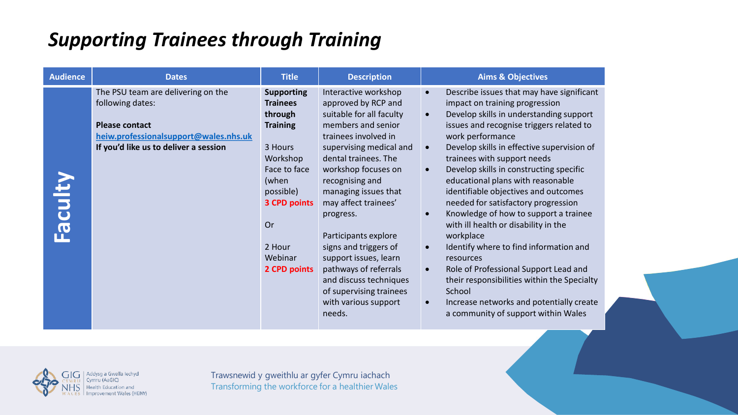# *Supporting Trainees through Training*

| Audience | Dates | Title | Description | Aims & Objectives |
|---|---|---|---|---|
| **Faculty** | The PSU team are delivering on the following dates:<br><br>**Please contact** **heiw.professionalsupport@wales.nhs.uk** **If you'd like us to deliver a session** | **Supporting Trainees through Training**<br><br>3 Hours Workshop Face to face (when possible) **3 CPD points**<br><br>Or<br><br>2 Hour Webinar **2 CPD points** | Interactive workshop approved by RCP and suitable for all faculty members and senior trainees involved in supervising medical and dental trainees. The workshop focuses on recognising and managing issues that may affect trainees' progress.<br><br>Participants explore signs and triggers of support issues, learn pathways of referrals and discuss techniques of supervising trainees with various support needs. | • Describe issues that may have significant impact on training progression<br>• Develop skills in understanding support issues and recognise triggers related to work performance<br>• Develop skills in effective supervision of trainees with support needs<br>• Develop skills in constructing specific educational plans with reasonable identifiable objectives and outcomes needed for satisfactory progression<br>• Knowledge of how to support a trainee with ill health or disability in the workplace<br>• Identify where to find information and resources<br>• Role of Professional Support Lead and their responsibilities within the Specialty School<br>• Increase networks and potentially create a community of support within Wales |

Trawsnewid y gweithlu ar gyfer Cymru iachach
Transforming the workforce for a healthier Wales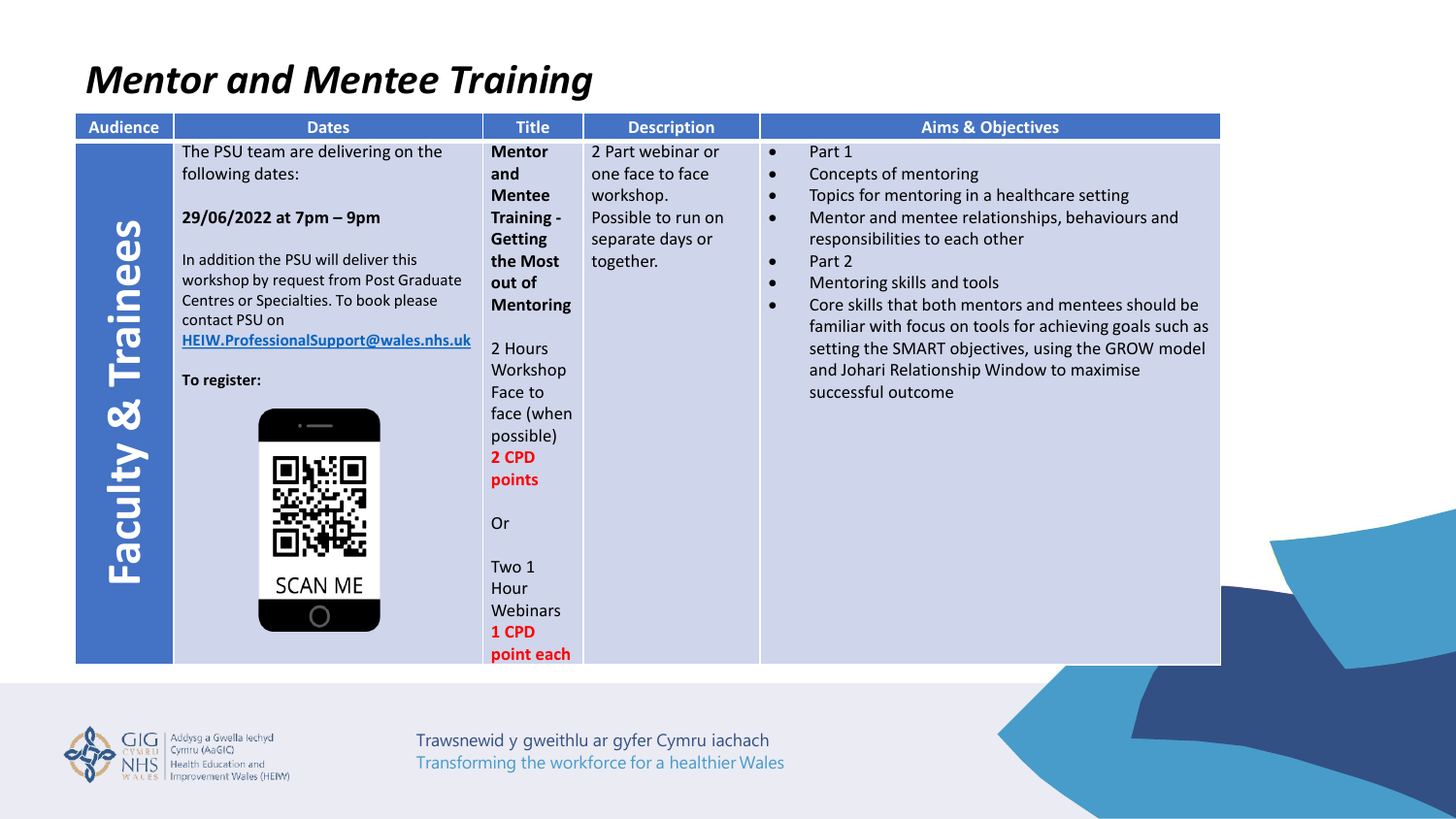# *Mentor and Mentee Training*

| Audience | Dates | Title | Description | Aims & Objectives |
|---|---|---|---|---|
| **Faculty & Trainees** | The PSU team are delivering on the following dates:<br><br>**29/06/2022 at 7pm – 9pm**<br><br>In addition the PSU will deliver this workshop by request from Post Graduate Centres or Specialties. To book please contact PSU on **HEIW.ProfessionalSupport@wales.nhs.uk**<br><br>**To register:**<br><br>SCAN ME | **Mentor and Mentee Training - Getting the Most out of Mentoring**<br><br>2 Hours Workshop Face to face (when possible)<br>**2 CPD points**<br><br>Or<br><br>Two 1 Hour Webinars<br>**1 CPD point each** | 2 Part webinar or one face to face workshop. Possible to run on separate days or together. | • Part 1<br>• Concepts of mentoring<br>• Topics for mentoring in a healthcare setting<br>• Mentor and mentee relationships, behaviours and responsibilities to each other<br>• Part 2<br>• Mentoring skills and tools<br>• Core skills that both mentors and mentees should be familiar with focus on tools for achieving goals such as setting the SMART objectives, using the GROW model and Johari Relationship Window to maximise successful outcome |

Trawsnewid y gweithlu ar gyfer Cymru iachach
Transforming the workforce for a healthier Wales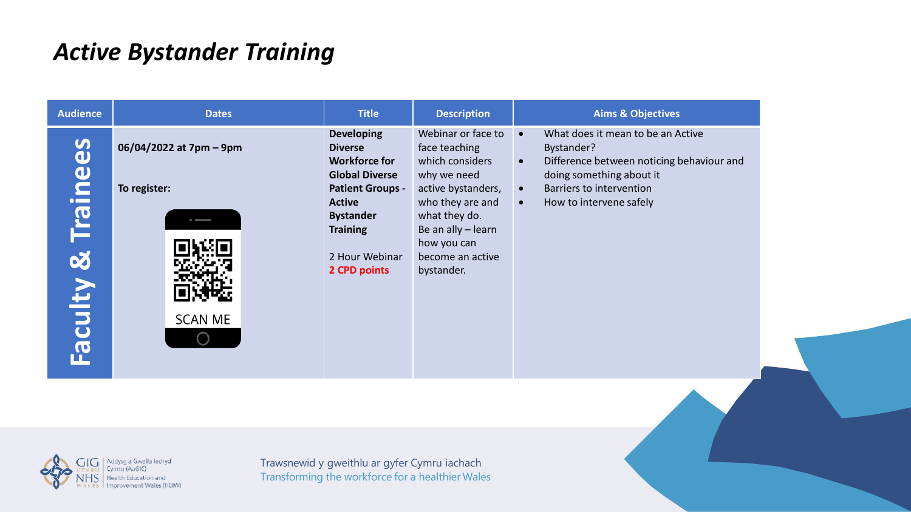# *Active Bystander Training*

| Audience | Dates | Title | Description | Aims & Objectives |
|---|---|---|---|---|
| Faculty & Trainees | **06/04/2022 at 7pm – 9pm**<br><br>**To register:**<br><br>SCAN ME | **Developing Diverse Workforce for Global Diverse Patient Groups - Active Bystander Training**<br><br>2 Hour Webinar<br>**2 CPD points** | Webinar or face to face teaching which considers why we need active bystanders, who they are and what they do.<br>Be an ally – learn how you can become an active bystander. | • What does it mean to be an Active Bystander?<br>• Difference between noticing behaviour and doing something about it<br>• Barriers to intervention<br>• How to intervene safely |

Trawsnewid y gweithlu ar gyfer Cymru iachach
Transforming the workforce for a healthier Wales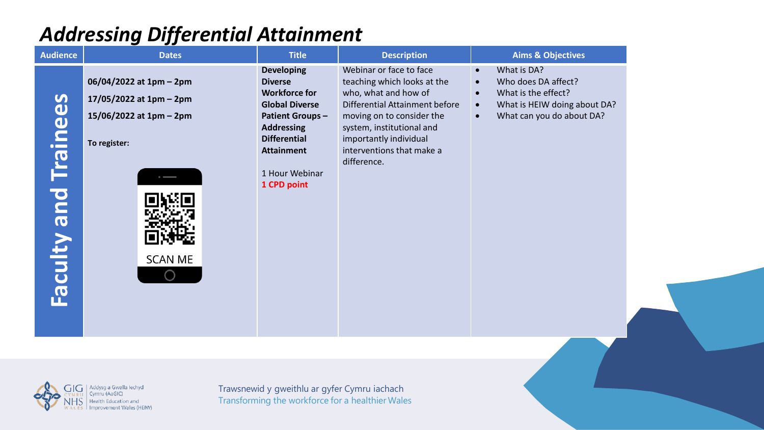# *Addressing Differential Attainment*

| Audience | Dates | Title | Description | Aims & Objectives |
|---|---|---|---|---|
| **Faculty and Trainees** | **06/04/2022 at 1pm – 2pm**<br>**17/05/2022 at 1pm – 2pm**<br>**15/06/2022 at 1pm – 2pm**<br><br>**To register:**<br><br>SCAN ME | **Developing Diverse Workforce for Global Diverse Patient Groups – Addressing Differential Attainment**<br><br>1 Hour Webinar<br>**1 CPD point** | Webinar or face to face teaching which looks at the who, what and how of Differential Attainment before moving on to consider the system, institutional and importantly individual interventions that make a difference. | • What is DA?<br>• Who does DA affect?<br>• What is the effect?<br>• What is HEIW doing about DA?<br>• What can you do about DA? |

Trawsnewid y gweithlu ar gyfer Cymru iachach
Transforming the workforce for a healthier Wales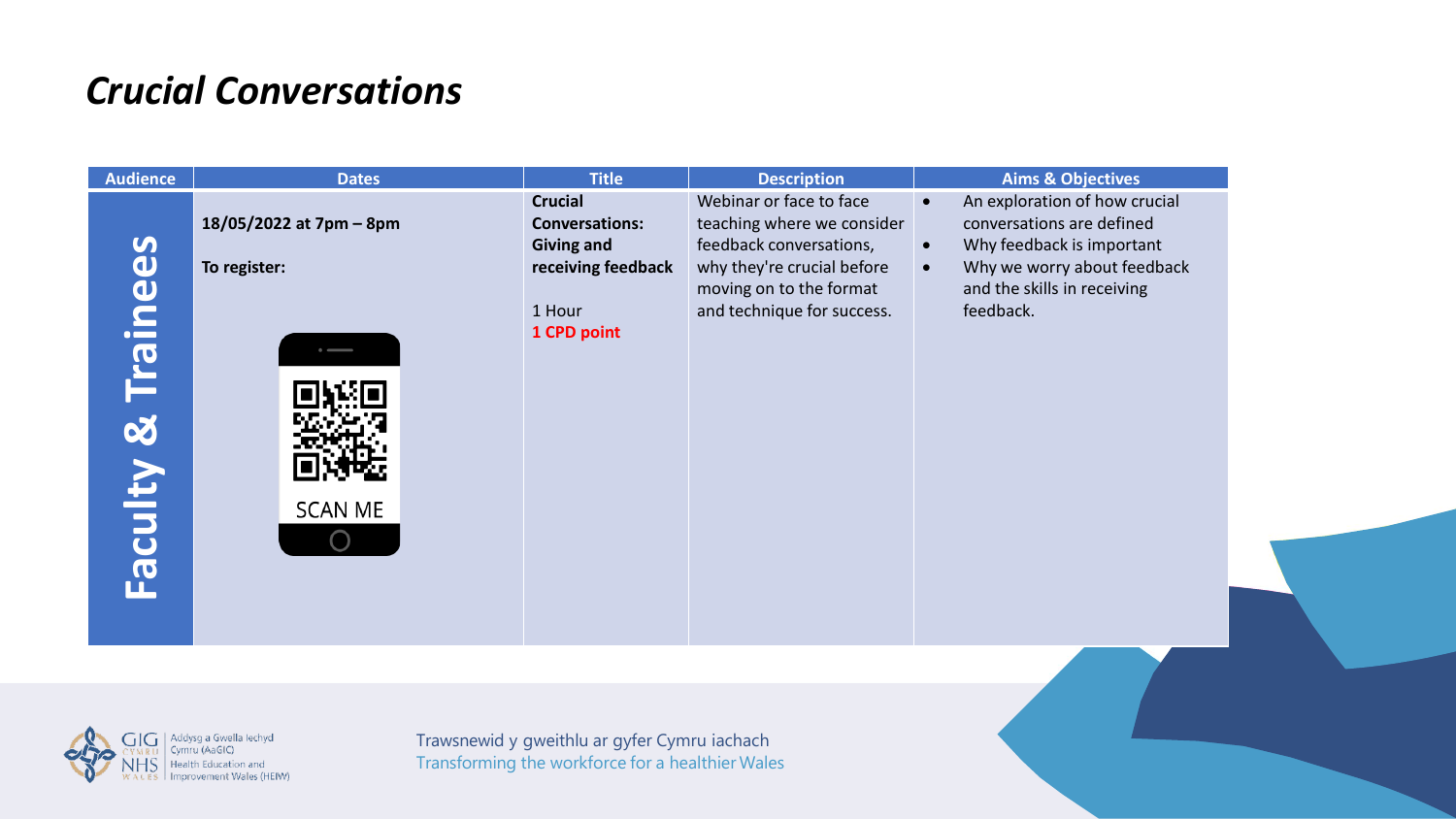# *Crucial Conversations*

| Audience | Dates | Title | Description | Aims & Objectives |
|---|---|---|---|---|
| **Faculty & Trainees** | **18/05/2022 at 7pm – 8pm**<br><br>**To register:**<br><br>SCAN ME | **Crucial Conversations: Giving and receiving feedback**<br><br>1 Hour<br>**1 CPD point** | Webinar or face to face teaching where we consider feedback conversations, why they're crucial before moving on to the format and technique for success. | • An exploration of how crucial conversations are defined<br>• Why feedback is important<br>• Why we worry about feedback and the skills in receiving feedback. |

Trawsnewid y gweithlu ar gyfer Cymru iachach
Transforming the workforce for a healthier Wales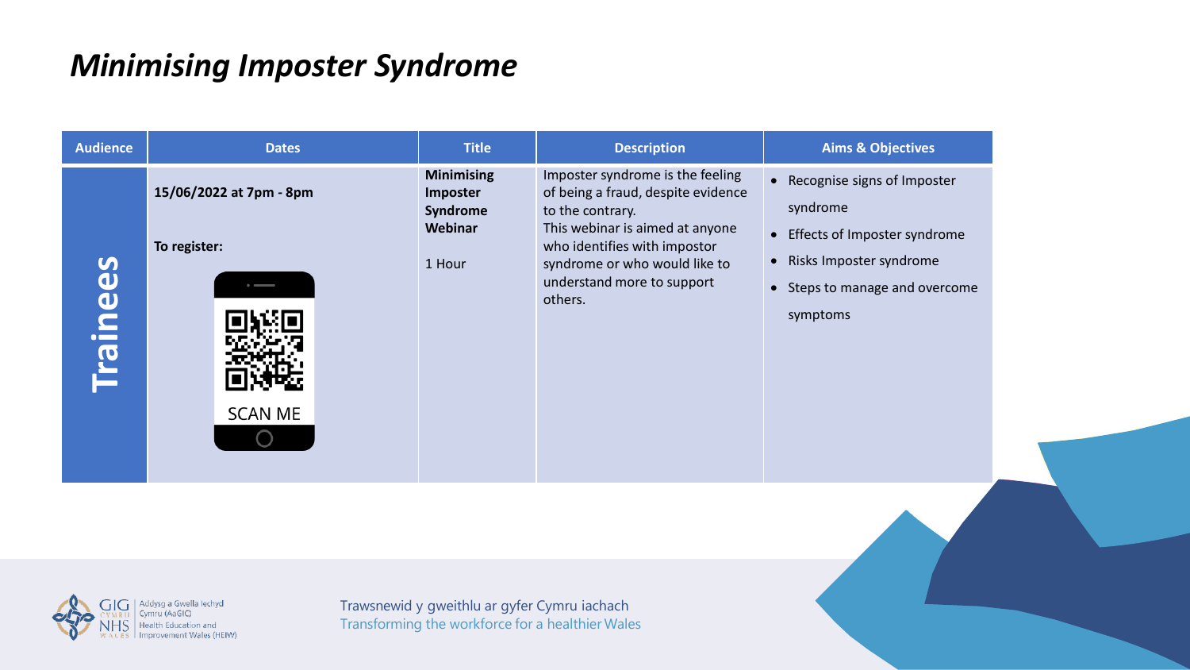# *Minimising Imposter Syndrome*

| Audience | Dates | Title | Description | Aims & Objectives |
| --- | --- | --- | --- | --- |
| **Trainees** | **15/06/2022 at 7pm - 8pm**<br><br>**To register:**<br><br>SCAN ME | **Minimising Imposter Syndrome Webinar**<br><br>1 Hour | Imposter syndrome is the feeling of being a fraud, despite evidence to the contrary.<br>This webinar is aimed at anyone who identifies with impostor syndrome or who would like to understand more to support others. | • Recognise signs of Imposter syndrome<br>• Effects of Imposter syndrome<br>• Risks Imposter syndrome<br>• Steps to manage and overcome symptoms |

Trawsnewid y gweithlu ar gyfer Cymru iachach
Transforming the workforce for a healthier Wales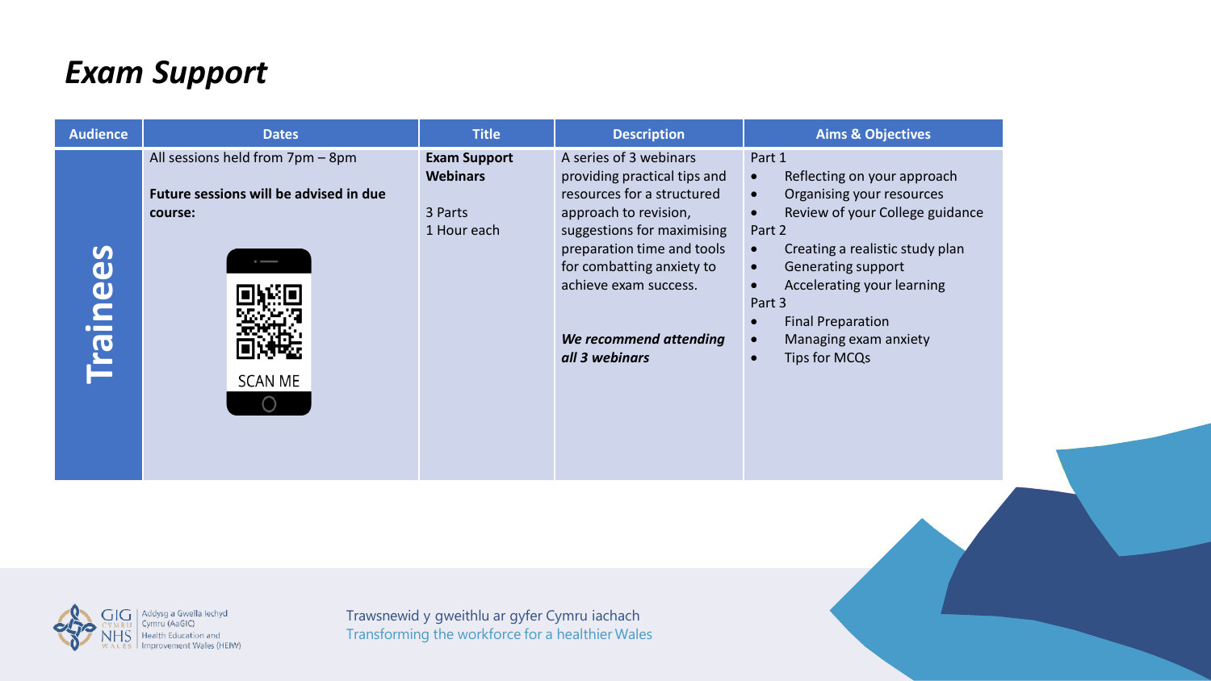# Exam Support

| Audience | Dates | Title | Description | Aims & Objectives |
| --- | --- | --- | --- | --- |
| Trainees | All sessions held from 7pm – 8pm<br><br>**Future sessions will be advised in due course:**<br><br>SCAN ME | **Exam Support Webinars**<br><br>3 Parts<br>1 Hour each | A series of 3 webinars providing practical tips and resources for a structured approach to revision, suggestions for maximising preparation time and tools for combatting anxiety to achieve exam success.<br><br>***We recommend attending all 3 webinars*** | Part 1<br>• Reflecting on your approach<br>• Organising your resources<br>• Review of your College guidance<br>Part 2<br>• Creating a realistic study plan<br>• Generating support<br>• Accelerating your learning<br>Part 3<br>• Final Preparation<br>• Managing exam anxiety<br>• Tips for MCQs |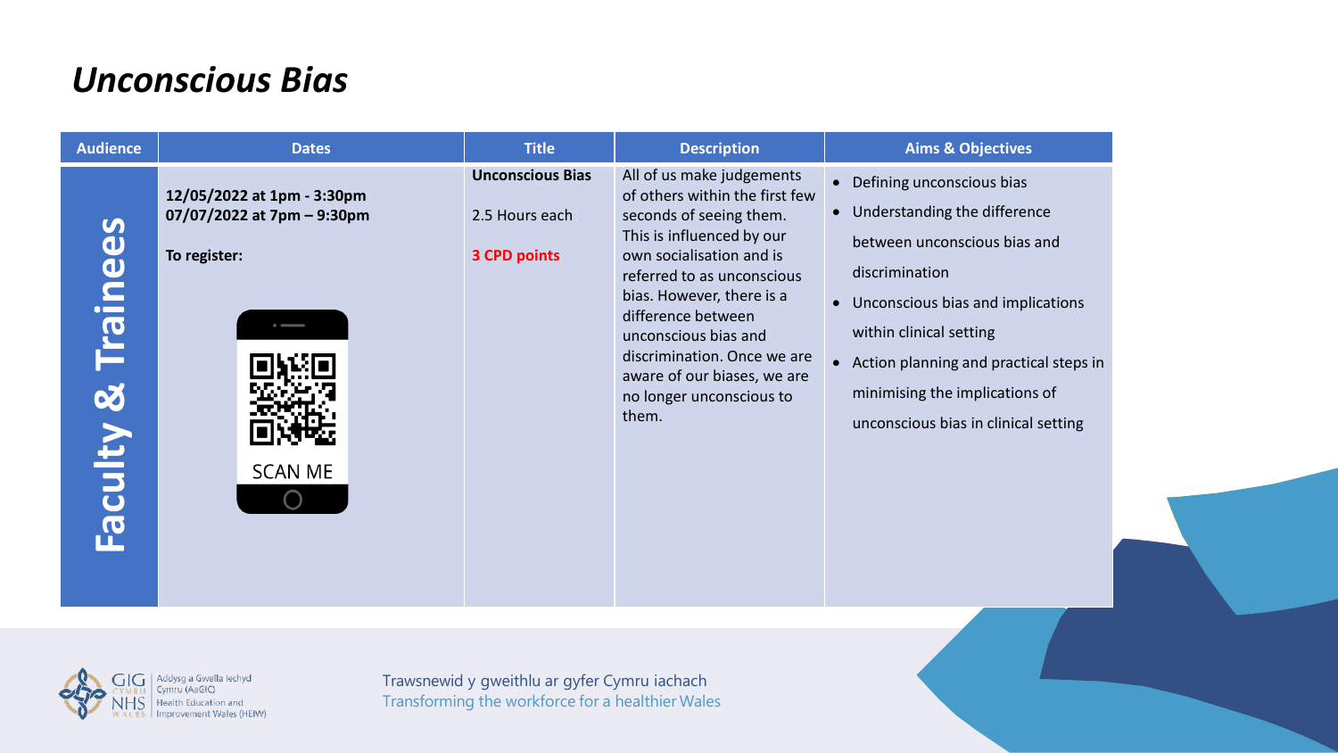# *Unconscious Bias*

| Audience | Dates | Title | Description | Aims & Objectives |
|---|---|---|---|---|
| **Faculty & Trainees** | **12/05/2022 at 1pm - 3:30pm**<br>**07/07/2022 at 7pm – 9:30pm**<br><br>**To register:**<br><br>SCAN ME | **Unconscious Bias**<br><br>2.5 Hours each<br><br>**3 CPD points** | All of us make judgements of others within the first few seconds of seeing them. This is influenced by our own socialisation and is referred to as unconscious bias. However, there is a difference between unconscious bias and discrimination. Once we are aware of our biases, we are no longer unconscious to them. | • Defining unconscious bias<br>• Understanding the difference between unconscious bias and discrimination<br>• Unconscious bias and implications within clinical setting<br>• Action planning and practical steps in minimising the implications of unconscious bias in clinical setting |

GIG CYMRU NHS WALES | Addysg a Gwella Iechyd Cymru (AaGIC) Health Education and Improvement Wales (HEIW)

Trawsnewid y gweithlu ar gyfer Cymru iachach
Transforming the workforce for a healthier Wales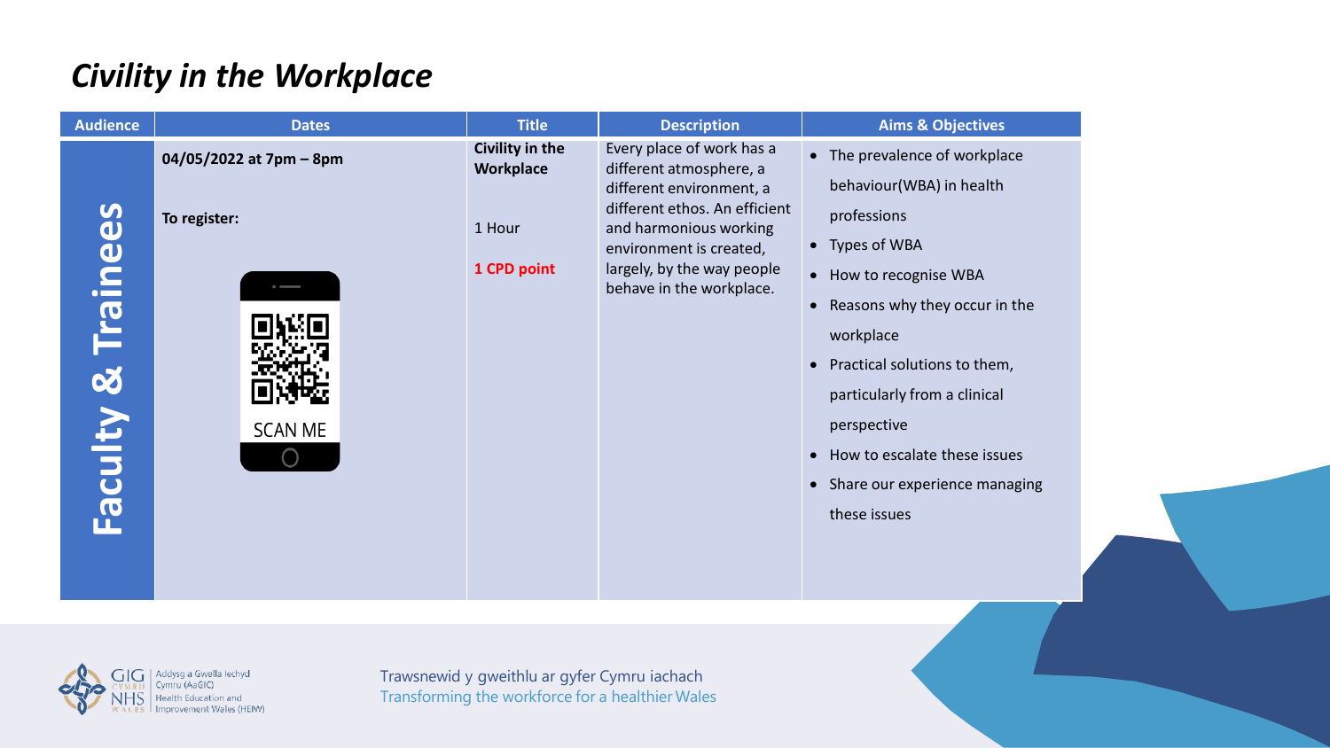## *Civility in the Workplace*

| Audience | Dates | Title | Description | Aims & Objectives |
|---|---|---|---|---|
| **Faculty & Trainees** | **04/05/2022 at 7pm – 8pm**<br><br>**To register:**<br><br>SCAN ME | **Civility in the Workplace**<br><br>1 Hour<br><br>**1 CPD point** | Every place of work has a different atmosphere, a different environment, a different ethos. An efficient and harmonious working environment is created, largely, by the way people behave in the workplace. | • The prevalence of workplace behaviour(WBA) in health professions<br>• Types of WBA<br>• How to recognise WBA<br>• Reasons why they occur in the workplace<br>• Practical solutions to them, particularly from a clinical perspective<br>• How to escalate these issues<br>• Share our experience managing these issues |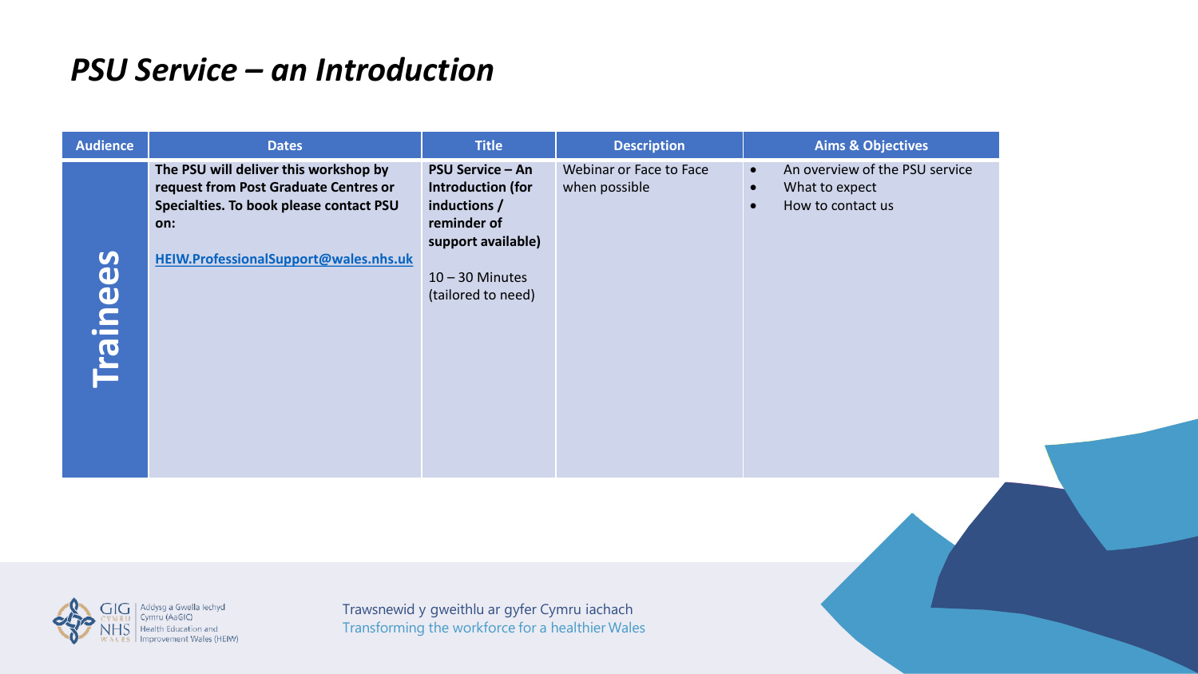# *PSU Service – an Introduction*

| Audience | Dates | Title | Description | Aims & Objectives |
|---|---|---|---|---|
| **Trainees** | **The PSU will deliver this workshop by request from Post Graduate Centres or Specialties. To book please contact PSU on:**<br><br>**HEIW.ProfessionalSupport@wales.nhs.uk** | **PSU Service – An Introduction (for inductions / reminder of support available)**<br><br>10 – 30 Minutes (tailored to need) | Webinar or Face to Face when possible | • An overview of the PSU service<br>• What to expect<br>• How to contact us |

Trawsnewid y gweithlu ar gyfer Cymru iachach
Transforming the workforce for a healthier Wales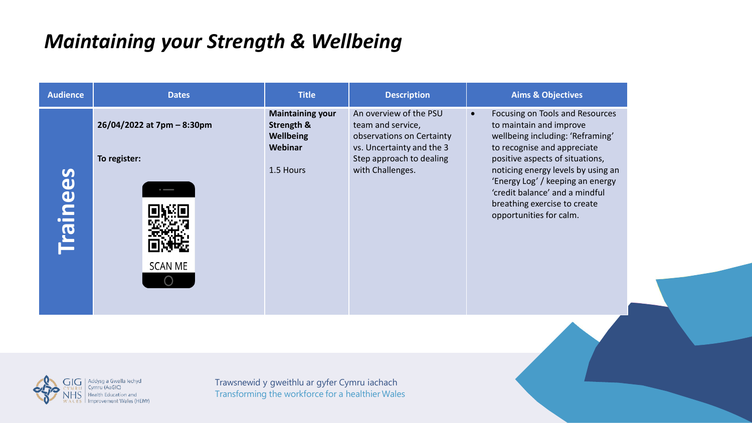# *Maintaining your Strength & Wellbeing*

| Audience | Dates | Title | Description | Aims & Objectives |
|---|---|---|---|---|
| **Trainees** | **26/04/2022 at 7pm – 8:30pm**<br><br>**To register:**<br><br>SCAN ME | **Maintaining your Strength & Wellbeing Webinar**<br><br>1.5 Hours | An overview of the PSU team and service, observations on Certainty vs. Uncertainty and the 3 Step approach to dealing with Challenges. | • Focusing on Tools and Resources to maintain and improve wellbeing including: 'Reframing' to recognise and appreciate positive aspects of situations, noticing energy levels by using an 'Energy Log' / keeping an energy 'credit balance' and a mindful breathing exercise to create opportunities for calm. |

Trawsnewid y gweithlu ar gyfer Cymru iachach
Transforming the workforce for a healthier Wales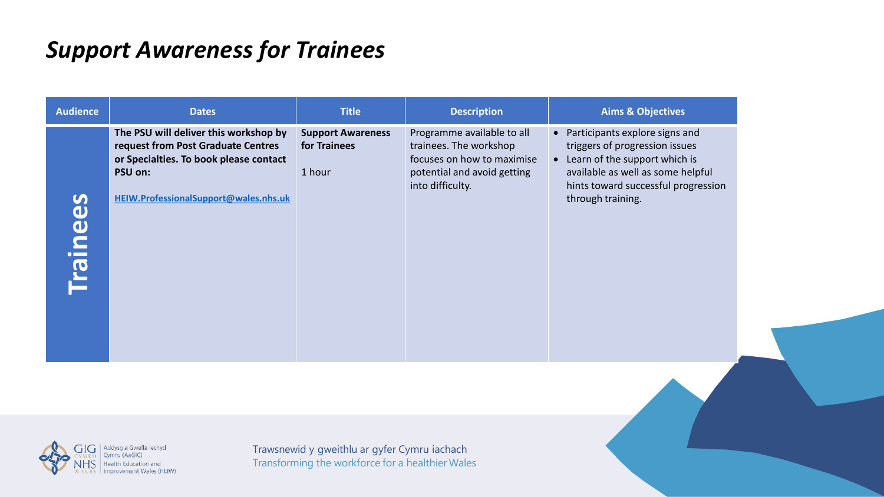# *Support Awareness for Trainees*

| Audience | Dates | Title | Description | Aims & Objectives |
|---|---|---|---|---|
| **Trainees** | **The PSU will deliver this workshop by request from Post Graduate Centres or Specialties. To book please contact PSU on:** <br><br> **HEIW.ProfessionalSupport@wales.nhs.uk** | **Support Awareness for Trainees** <br><br> 1 hour | Programme available to all trainees. The workshop focuses on how to maximise potential and avoid getting into difficulty. | • Participants explore signs and triggers of progression issues <br> • Learn of the support which is available as well as some helpful hints toward successful progression through training. |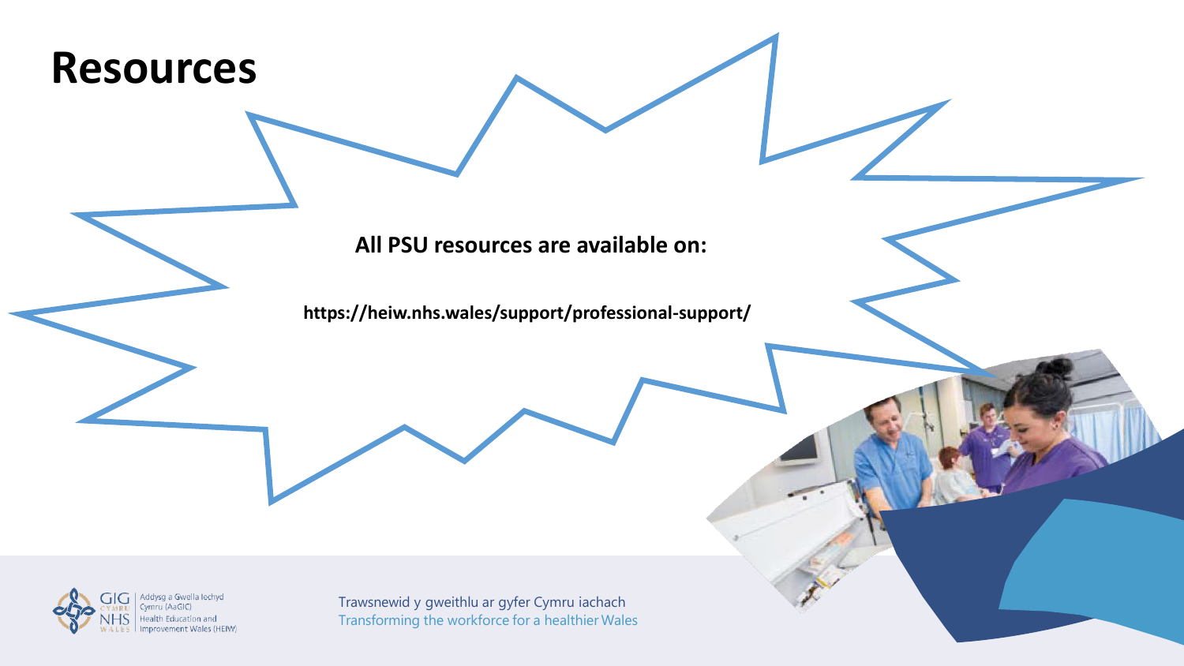# Resources

**All PSU resources are available on:**

**https://heiw.nhs.wales/support/professional-support/**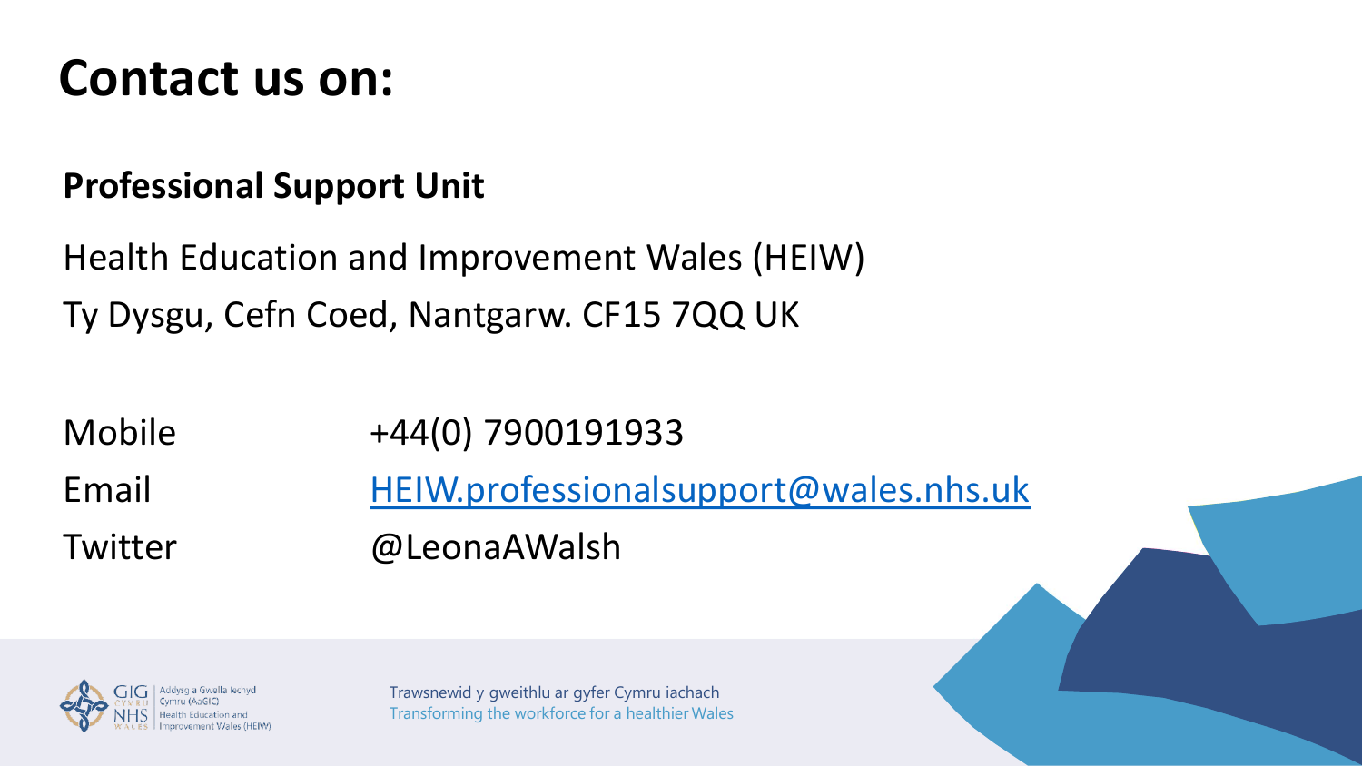# Contact us on:

**Professional Support Unit**

Health Education and Improvement Wales (HEIW)

Ty Dysgu, Cefn Coed, Nantgarw. CF15 7QQ UK

| | |
|---|---|
| Mobile | +44(0) 7900191933 |
| Email | HEIW.professionalsupport@wales.nhs.uk |
| Twitter | @LeonaAWalsh |

GIG CYMRU NHS WALES | Addysg a Gwella Iechyd Cymru (AaGIC) Health Education and Improvement Wales (HEIW)

Trawsnewid y gweithlu ar gyfer Cymru iachach

Transforming the workforce for a healthier Wales